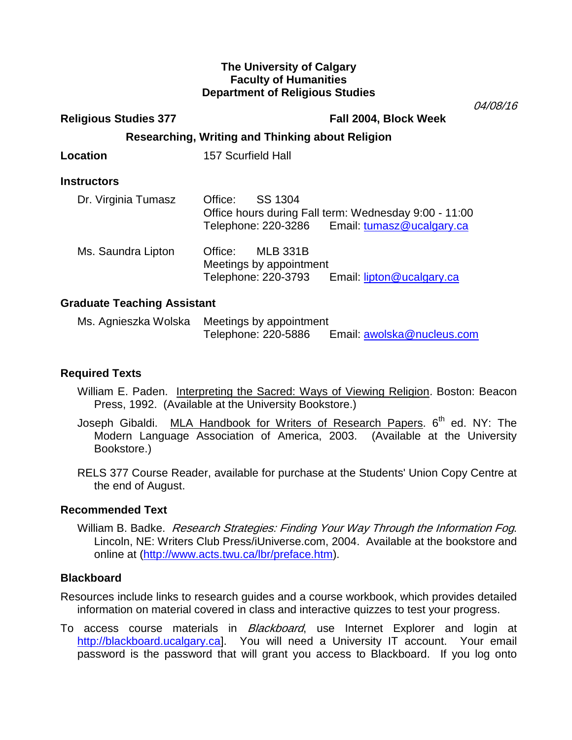**The University of Calgary**
**Faculty of Humanities**
**Department of Religious Studies**

*04/08/16*

**Religious Studies 377** **Fall 2004, Block Week**

## Researching, Writing and Thinking about Religion

**Location** 157 Scurfield Hall

### Instructors

Dr. Virginia Tumasz
Office: SS 1304
Office hours during Fall term: Wednesday 9:00 - 11:00
Telephone: 220-3286 Email: tumasz@ucalgary.ca

Ms. Saundra Lipton
Office: MLB 331B
Meetings by appointment
Telephone: 220-3793 Email: lipton@ucalgary.ca

### Graduate Teaching Assistant

Ms. Agnieszka Wolska
Meetings by appointment
Telephone: 220-5886 Email: awolska@nucleus.com

### Required Texts

William E. Paden. Interpreting the Sacred: Ways of Viewing Religion. Boston: Beacon Press, 1992. (Available at the University Bookstore.)

Joseph Gibaldi. MLA Handbook for Writers of Research Papers. 6th ed. NY: The Modern Language Association of America, 2003. (Available at the University Bookstore.)

RELS 377 Course Reader, available for purchase at the Students' Union Copy Centre at the end of August.

### Recommended Text

William B. Badke. *Research Strategies: Finding Your Way Through the Information Fog*. Lincoln, NE: Writers Club Press/iUniverse.com, 2004. Available at the bookstore and online at (http://www.acts.twu.ca/lbr/preface.htm).

### Blackboard

Resources include links to research guides and a course workbook, which provides detailed information on material covered in class and interactive quizzes to test your progress.

To access course materials in *Blackboard*, use Internet Explorer and login at http://blackboard.ucalgary.ca]. You will need a University IT account. Your email password is the password that will grant you access to Blackboard. If you log onto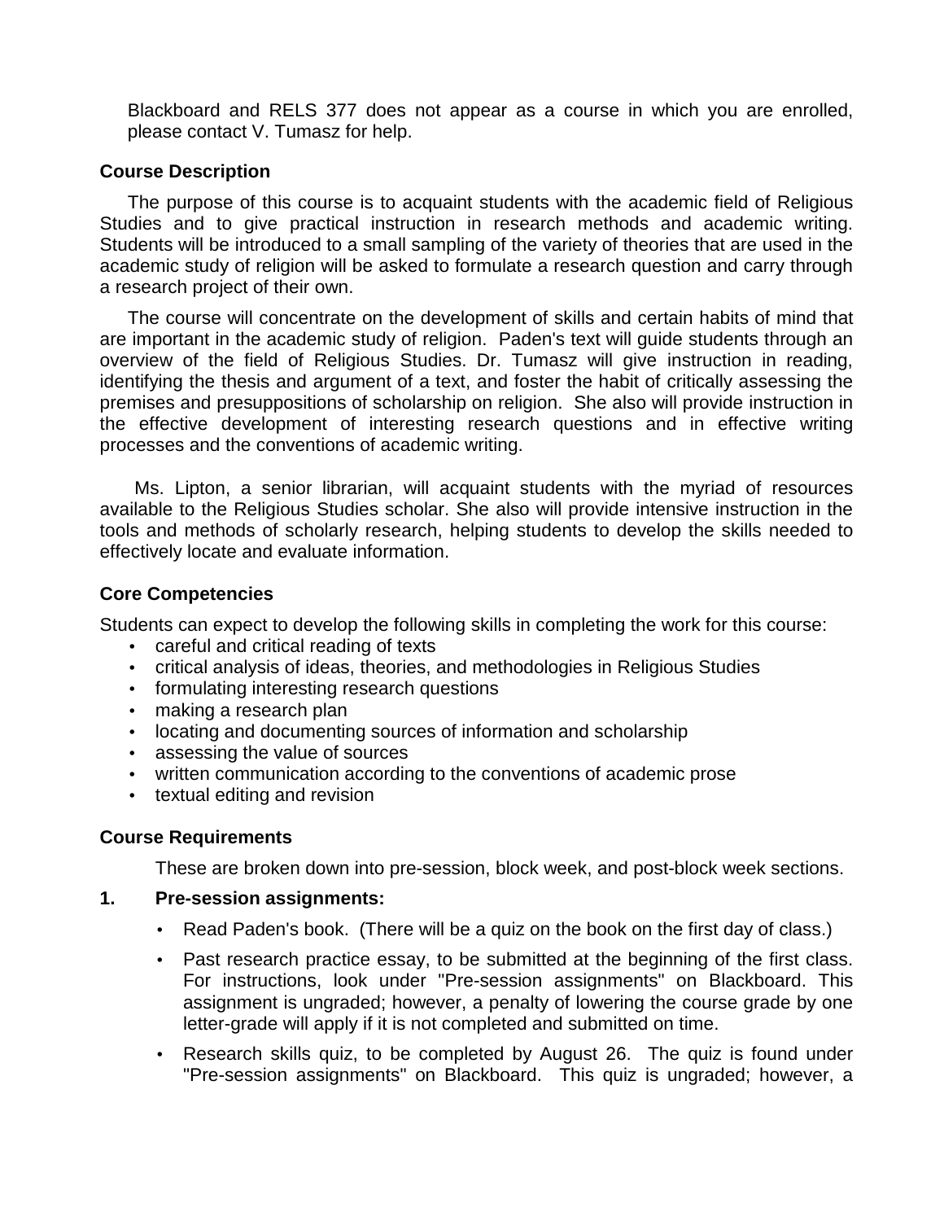Blackboard and RELS 377 does not appear as a course in which you are enrolled, please contact V. Tumasz for help.

### Course Description

The purpose of this course is to acquaint students with the academic field of Religious Studies and to give practical instruction in research methods and academic writing. Students will be introduced to a small sampling of the variety of theories that are used in the academic study of religion will be asked to formulate a research question and carry through a research project of their own.

The course will concentrate on the development of skills and certain habits of mind that are important in the academic study of religion. Paden's text will guide students through an overview of the field of Religious Studies. Dr. Tumasz will give instruction in reading, identifying the thesis and argument of a text, and foster the habit of critically assessing the premises and presuppositions of scholarship on religion. She also will provide instruction in the effective development of interesting research questions and in effective writing processes and the conventions of academic writing.

Ms. Lipton, a senior librarian, will acquaint students with the myriad of resources available to the Religious Studies scholar. She also will provide intensive instruction in the tools and methods of scholarly research, helping students to develop the skills needed to effectively locate and evaluate information.

### Core Competencies

Students can expect to develop the following skills in completing the work for this course:

- careful and critical reading of texts
- critical analysis of ideas, theories, and methodologies in Religious Studies
- formulating interesting research questions
- making a research plan
- locating and documenting sources of information and scholarship
- assessing the value of sources
- written communication according to the conventions of academic prose
- textual editing and revision

### Course Requirements

These are broken down into pre-session, block week, and post-block week sections.

**1. Pre-session assignments:**

- Read Paden's book. (There will be a quiz on the book on the first day of class.)
- Past research practice essay, to be submitted at the beginning of the first class. For instructions, look under "Pre-session assignments" on Blackboard. This assignment is ungraded; however, a penalty of lowering the course grade by one letter-grade will apply if it is not completed and submitted on time.
- Research skills quiz, to be completed by August 26. The quiz is found under "Pre-session assignments" on Blackboard. This quiz is ungraded; however, a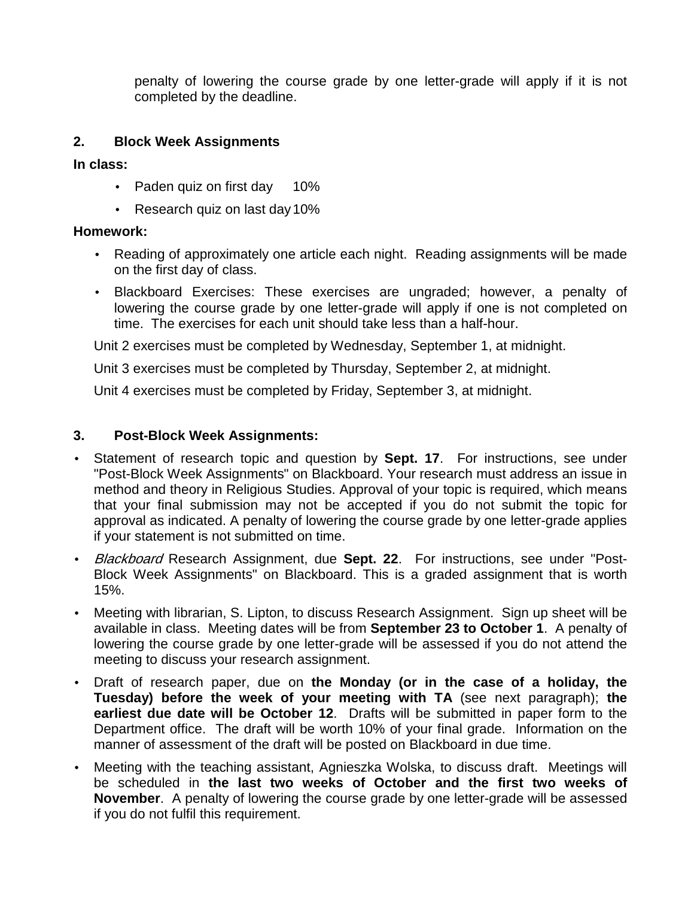penalty of lowering the course grade by one letter-grade will apply if it is not completed by the deadline.

## 2. Block Week Assignments

**In class:**

- Paden quiz on first day 10%
- Research quiz on last day 10%

**Homework:**

- Reading of approximately one article each night. Reading assignments will be made on the first day of class.
- Blackboard Exercises: These exercises are ungraded; however, a penalty of lowering the course grade by one letter-grade will apply if one is not completed on time. The exercises for each unit should take less than a half-hour.

Unit 2 exercises must be completed by Wednesday, September 1, at midnight.

Unit 3 exercises must be completed by Thursday, September 2, at midnight.

Unit 4 exercises must be completed by Friday, September 3, at midnight.

## 3. Post-Block Week Assignments:

- Statement of research topic and question by **Sept. 17**. For instructions, see under "Post-Block Week Assignments" on Blackboard. Your research must address an issue in method and theory in Religious Studies. Approval of your topic is required, which means that your final submission may not be accepted if you do not submit the topic for approval as indicated. A penalty of lowering the course grade by one letter-grade applies if your statement is not submitted on time.
- *Blackboard* Research Assignment, due **Sept. 22**. For instructions, see under "Post-Block Week Assignments" on Blackboard. This is a graded assignment that is worth 15%.
- Meeting with librarian, S. Lipton, to discuss Research Assignment. Sign up sheet will be available in class. Meeting dates will be from **September 23 to October 1**. A penalty of lowering the course grade by one letter-grade will be assessed if you do not attend the meeting to discuss your research assignment.
- Draft of research paper, due on **the Monday (or in the case of a holiday, the Tuesday) before the week of your meeting with TA** (see next paragraph); **the earliest due date will be October 12**. Drafts will be submitted in paper form to the Department office. The draft will be worth 10% of your final grade. Information on the manner of assessment of the draft will be posted on Blackboard in due time.
- Meeting with the teaching assistant, Agnieszka Wolska, to discuss draft. Meetings will be scheduled in **the last two weeks of October and the first two weeks of November**. A penalty of lowering the course grade by one letter-grade will be assessed if you do not fulfil this requirement.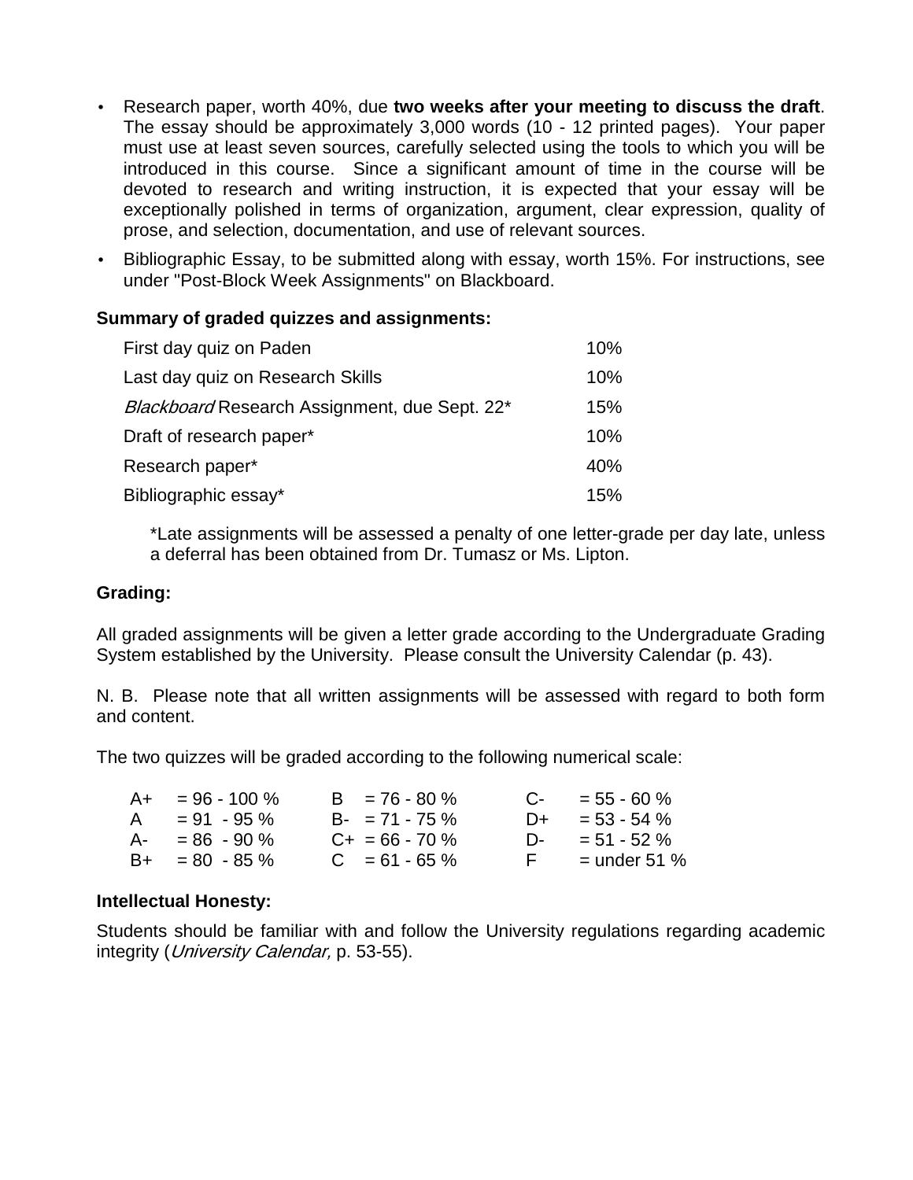- Research paper, worth 40%, due **two weeks after your meeting to discuss the draft**. The essay should be approximately 3,000 words (10 - 12 printed pages). Your paper must use at least seven sources, carefully selected using the tools to which you will be introduced in this course. Since a significant amount of time in the course will be devoted to research and writing instruction, it is expected that your essay will be exceptionally polished in terms of organization, argument, clear expression, quality of prose, and selection, documentation, and use of relevant sources.
- Bibliographic Essay, to be submitted along with essay, worth 15%. For instructions, see under "Post-Block Week Assignments" on Blackboard.

**Summary of graded quizzes and assignments:**

| | |
|---|---|
| First day quiz on Paden | 10% |
| Last day quiz on Research Skills | 10% |
| *Blackboard* Research Assignment, due Sept. 22* | 15% |
| Draft of research paper* | 10% |
| Research paper* | 40% |
| Bibliographic essay* | 15% |

*Late assignments will be assessed a penalty of one letter-grade per day late, unless a deferral has been obtained from Dr. Tumasz or Ms. Lipton.

**Grading:**

All graded assignments will be given a letter grade according to the Undergraduate Grading System established by the University. Please consult the University Calendar (p. 43).

N. B. Please note that all written assignments will be assessed with regard to both form and content.

The two quizzes will be graded according to the following numerical scale:

| | | | | | |
|---|---|---|---|---|---|
| A+ | = 96 - 100 % | B | = 76 - 80 % | C- | = 55 - 60 % |
| A | = 91 - 95 % | B- | = 71 - 75 % | D+ | = 53 - 54 % |
| A- | = 86 - 90 % | C+ | = 66 - 70 % | D- | = 51 - 52 % |
| B+ | = 80 - 85 % | C | = 61 - 65 % | F | = under 51 % |

**Intellectual Honesty:**

Students should be familiar with and follow the University regulations regarding academic integrity (*University Calendar,* p. 53-55).